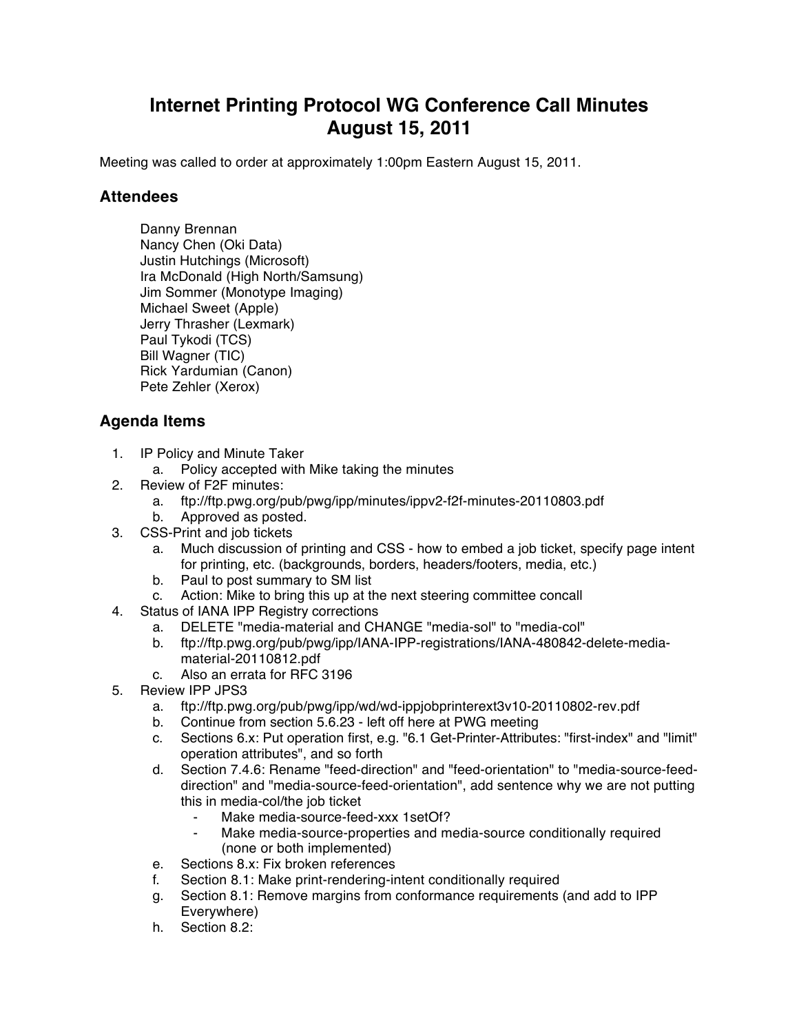# Internet Printing Protocol WG Conference Call Minutes
# August 15, 2011

Meeting was called to order at approximately 1:00pm Eastern August 15, 2011.

## Attendees

Danny Brennan
Nancy Chen (Oki Data)
Justin Hutchings (Microsoft)
Ira McDonald (High North/Samsung)
Jim Sommer (Monotype Imaging)
Michael Sweet (Apple)
Jerry Thrasher (Lexmark)
Paul Tykodi (TCS)
Bill Wagner (TIC)
Rick Yardumian (Canon)
Pete Zehler (Xerox)

## Agenda Items

1. IP Policy and Minute Taker
   a. Policy accepted with Mike taking the minutes
2. Review of F2F minutes:
   a. ftp://ftp.pwg.org/pub/pwg/ipp/minutes/ippv2-f2f-minutes-20110803.pdf
   b. Approved as posted.
3. CSS-Print and job tickets
   a. Much discussion of printing and CSS - how to embed a job ticket, specify page intent for printing, etc. (backgrounds, borders, headers/footers, media, etc.)
   b. Paul to post summary to SM list
   c. Action: Mike to bring this up at the next steering committee concall
4. Status of IANA IPP Registry corrections
   a. DELETE "media-material and CHANGE "media-sol" to "media-col"
   b. ftp://ftp.pwg.org/pub/pwg/ipp/IANA-IPP-registrations/IANA-480842-delete-media-material-20110812.pdf
   c. Also an errata for RFC 3196
5. Review IPP JPS3
   a. ftp://ftp.pwg.org/pub/pwg/ipp/wd/wd-ippjobprinterext3v10-20110802-rev.pdf
   b. Continue from section 5.6.23 - left off here at PWG meeting
   c. Sections 6.x: Put operation first, e.g. "6.1 Get-Printer-Attributes: "first-index" and "limit" operation attributes", and so forth
   d. Section 7.4.6: Rename "feed-direction" and "feed-orientation" to "media-source-feed-direction" and "media-source-feed-orientation", add sentence why we are not putting this in media-col/the job ticket
      - Make media-source-feed-xxx 1setOf?
      - Make media-source-properties and media-source conditionally required (none or both implemented)
   e. Sections 8.x: Fix broken references
   f. Section 8.1: Make print-rendering-intent conditionally required
   g. Section 8.1: Remove margins from conformance requirements (and add to IPP Everywhere)
   h. Section 8.2: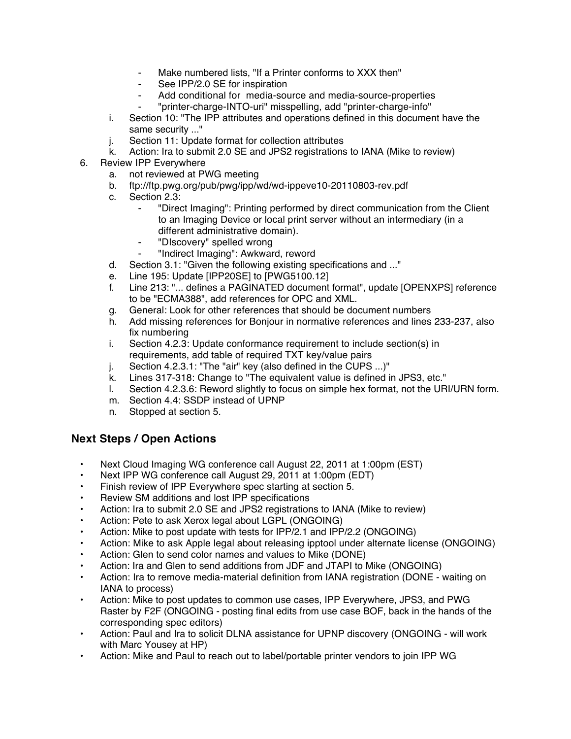- Make numbered lists, "If a Printer conforms to XXX then"
        - See IPP/2.0 SE for inspiration
        - Add conditional for media-source and media-source-properties
        - "printer-charge-INTO-uri" misspelling, add "printer-charge-info"
    i. Section 10: "The IPP attributes and operations defined in this document have the same security ..."
    j. Section 11: Update format for collection attributes
    k. Action: Ira to submit 2.0 SE and JPS2 registrations to IANA (Mike to review)
6. Review IPP Everywhere
    a. not reviewed at PWG meeting
    b. ftp://ftp.pwg.org/pub/pwg/ipp/wd/wd-ippeve10-20110803-rev.pdf
    c. Section 2.3:
        - "Direct Imaging": Printing performed by direct communication from the Client to an Imaging Device or local print server without an intermediary (in a different administrative domain).
        - "DIscovery" spelled wrong
        - "Indirect Imaging": Awkward, reword
    d. Section 3.1: "Given the following existing specifications and ..."
    e. Line 195: Update [IPP20SE] to [PWG5100.12]
    f. Line 213: "... defines a PAGINATED document format", update [OPENXPS] reference to be "ECMA388", add references for OPC and XML.
    g. General: Look for other references that should be document numbers
    h. Add missing references for Bonjour in normative references and lines 233-237, also fix numbering
    i. Section 4.2.3: Update conformance requirement to include section(s) in requirements, add table of required TXT key/value pairs
    j. Section 4.2.3.1: "The "air" key (also defined in the CUPS ...)"
    k. Lines 317-318: Change to "The equivalent value is defined in JPS3, etc."
    l. Section 4.2.3.6: Reword slightly to focus on simple hex format, not the URI/URN form.
    m. Section 4.4: SSDP instead of UPNP
    n. Stopped at section 5.

## Next Steps / Open Actions

- Next Cloud Imaging WG conference call August 22, 2011 at 1:00pm (EST)
- Next IPP WG conference call August 29, 2011 at 1:00pm (EDT)
- Finish review of IPP Everywhere spec starting at section 5.
- Review SM additions and lost IPP specifications
- Action: Ira to submit 2.0 SE and JPS2 registrations to IANA (Mike to review)
- Action: Pete to ask Xerox legal about LGPL (ONGOING)
- Action: Mike to post update with tests for IPP/2.1 and IPP/2.2 (ONGOING)
- Action: Mike to ask Apple legal about releasing ipptool under alternate license (ONGOING)
- Action: Glen to send color names and values to Mike (DONE)
- Action: Ira and Glen to send additions from JDF and JTAPI to Mike (ONGOING)
- Action: Ira to remove media-material definition from IANA registration (DONE - waiting on IANA to process)
- Action: Mike to post updates to common use cases, IPP Everywhere, JPS3, and PWG Raster by F2F (ONGOING - posting final edits from use case BOF, back in the hands of the corresponding spec editors)
- Action: Paul and Ira to solicit DLNA assistance for UPNP discovery (ONGOING - will work with Marc Yousey at HP)
- Action: Mike and Paul to reach out to label/portable printer vendors to join IPP WG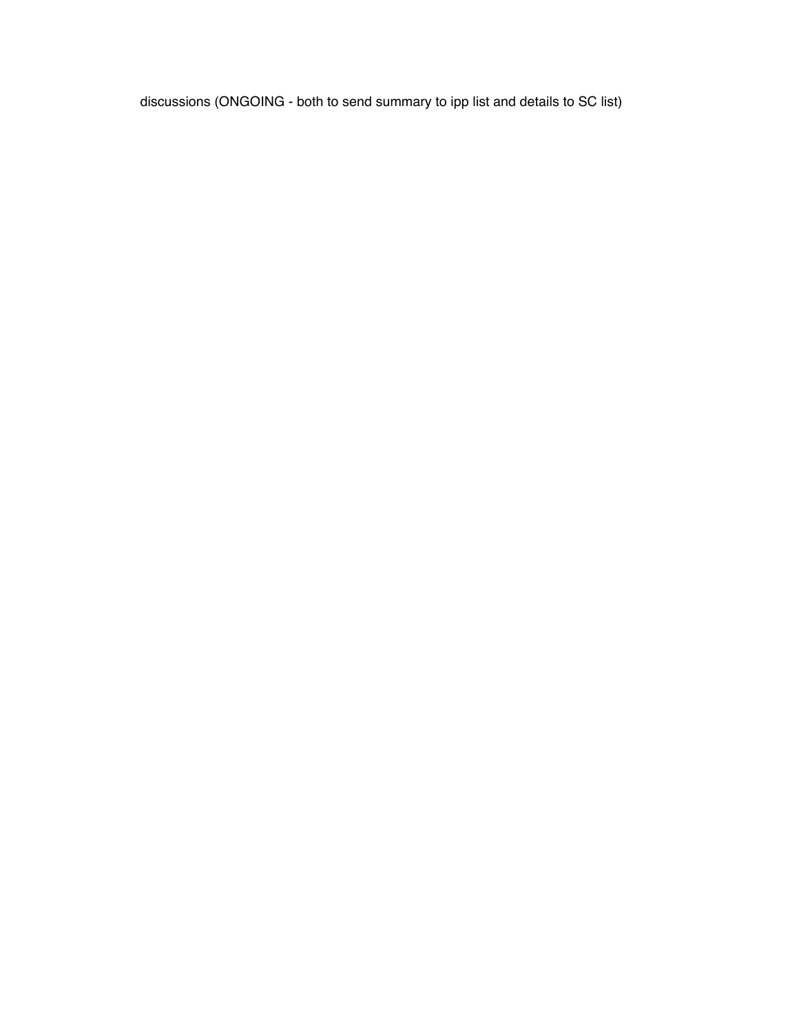discussions (ONGOING - both to send summary to ipp list and details to SC list)